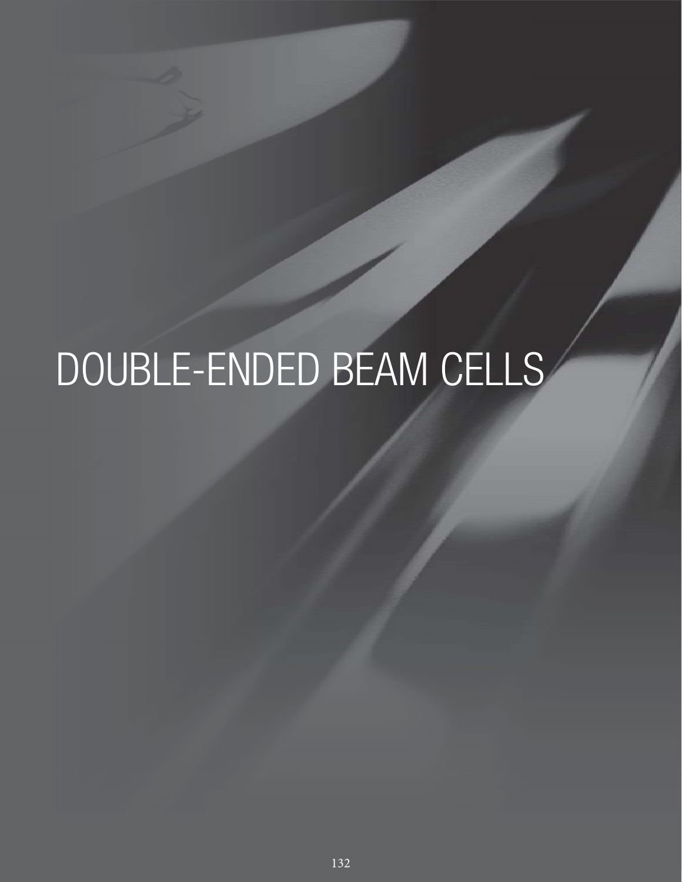# DOUBLE-ENDED BEAM CELLS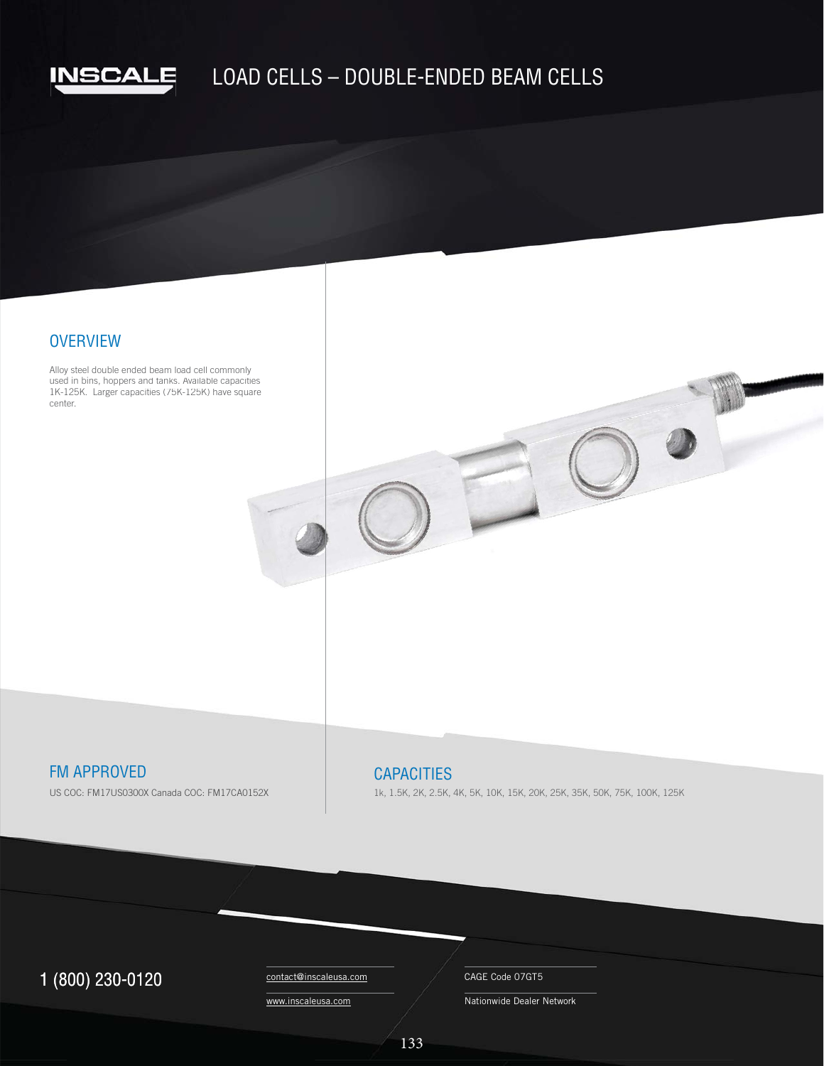# LOAD CELLS – DOUBLE-ENDED BEAM CELLS

## OVERVIEW

Alloy steel double ended beam load cell commonly used in bins, hoppers and tanks. Available capacities 1K-125K. Larger capacities (75K-125K) have square center.

## FM APPROVED

US COC: FM17US0300X Canada COC: FM17CA0152X

## CAPACITIES

1k, 1.5K, 2K, 2.5K, 4K, 5K, 10K, 15K, 20K, 25K, 35K, 50K, 75K, 100K, 125K

1 (800) 230-0120

contact@inscaleusa.com

www.inscaleusa.com

CAGE Code 07GT5

Nationwide Dealer Network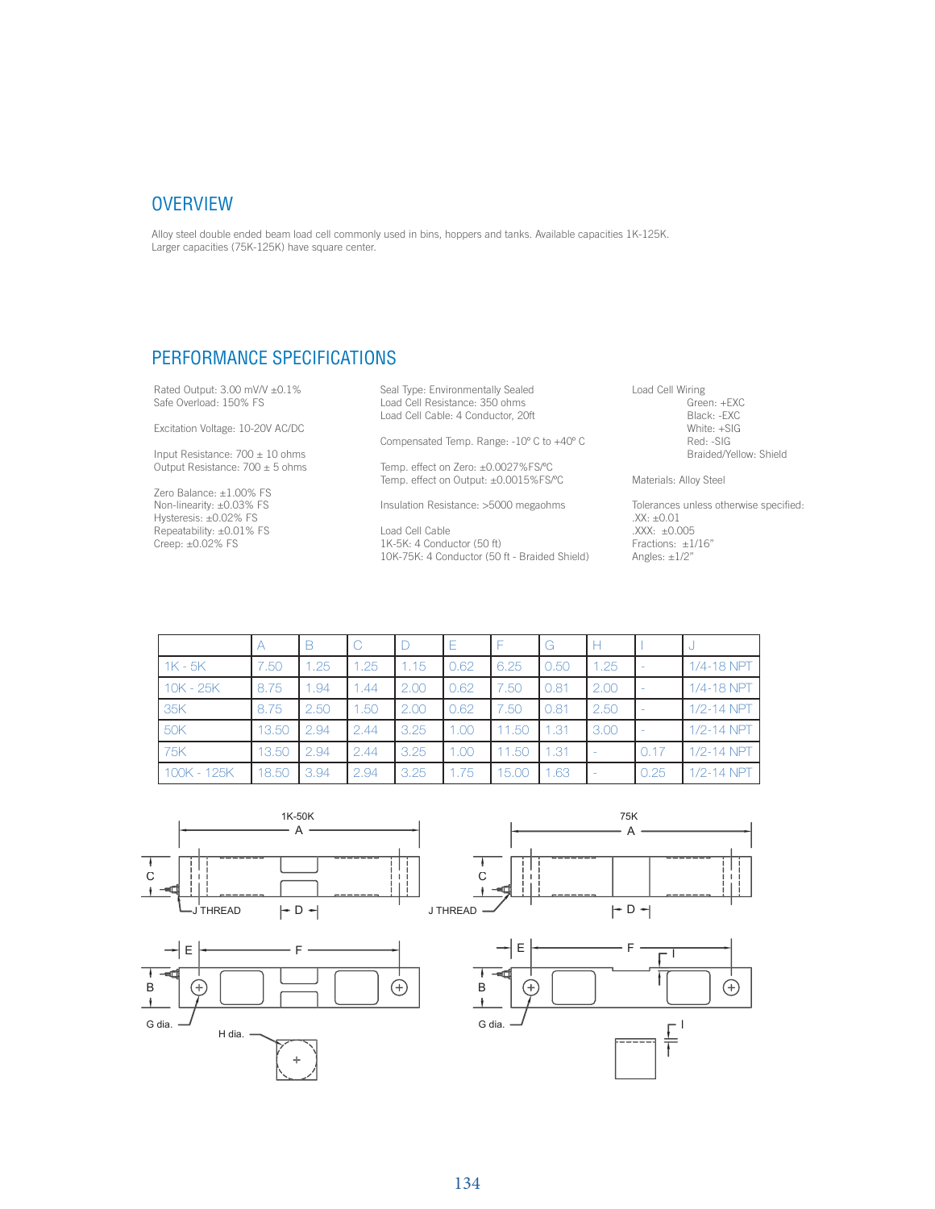## OVERVIEW

Alloy steel double ended beam load cell commonly used in bins, hoppers and tanks. Available capacities 1K-125K.
Larger capacities (75K-125K) have square center.

## PERFORMANCE SPECIFICATIONS

Rated Output: 3.00 mV/V ±0.1%
Safe Overload: 150% FS

Excitation Voltage: 10-20V AC/DC

Input Resistance: 700 ± 10 ohms
Output Resistance: 700 ± 5 ohms

Zero Balance: ±1.00% FS
Non-linearity: ±0.03% FS
Hysteresis: ±0.02% FS
Repeatability: ±0.01% FS
Creep: ±0.02% FS

Seal Type: Environmentally Sealed
Load Cell Resistance: 350 ohms
Load Cell Cable: 4 Conductor, 20ft

Compensated Temp. Range: -10º C to +40º C

Temp. effect on Zero: ±0.0027%FS/ºC
Temp. effect on Output: ±0.0015%FS/ºC

Insulation Resistance: >5000 megaohms

Load Cell Cable
1K-5K: 4 Conductor (50 ft)
10K-75K: 4 Conductor (50 ft - Braided Shield)

Load Cell Wiring
- Green: +EXC
- Black: -EXC
- White: +SIG
- Red: -SIG
- Braided/Yellow: Shield

Materials: Alloy Steel

Tolerances unless otherwise specified:
.XX: ±0.01
.XXX: ±0.005
Fractions: ±1/16"
Angles: ±1/2"

| | A | B | C | D | E | F | G | H | I | J |
|---|---|---|---|---|---|---|---|---|---|---|
| 1K - 5K | 7.50 | 1.25 | 1.25 | 1.15 | 0.62 | 6.25 | 0.50 | 1.25 | - | 1/4-18 NPT |
| 10K - 25K | 8.75 | 1.94 | 1.44 | 2.00 | 0.62 | 7.50 | 0.81 | 2.00 | - | 1/4-18 NPT |
| 35K | 8.75 | 2.50 | 1.50 | 2.00 | 0.62 | 7.50 | 0.81 | 2.50 | - | 1/2-14 NPT |
| 50K | 13.50 | 2.94 | 2.44 | 3.25 | 1.00 | 11.50 | 1.31 | 3.00 | - | 1/2-14 NPT |
| 75K | 13.50 | 2.94 | 2.44 | 3.25 | 1.00 | 11.50 | 1.31 | - | 0.17 | 1/2-14 NPT |
| 100K - 125K | 18.50 | 3.94 | 2.94 | 3.25 | 1.75 | 15.00 | 1.63 | - | 0.25 | 1/2-14 NPT |

1K-50K

75K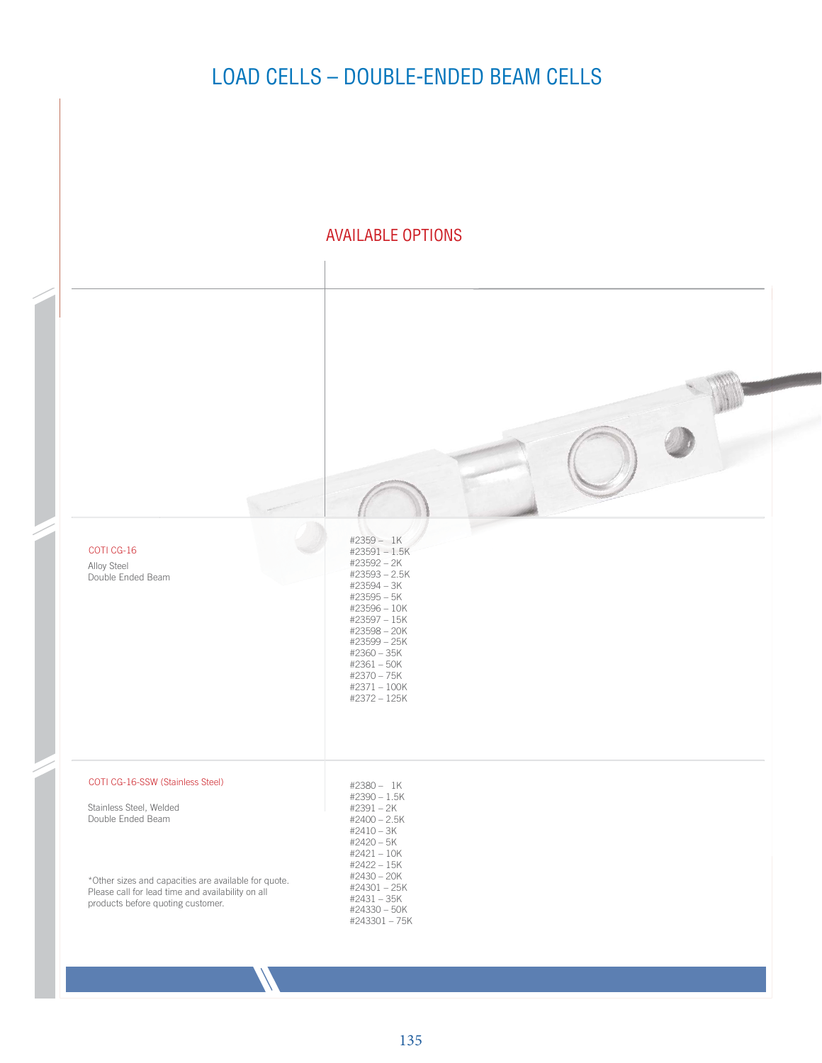# LOAD CELLS – DOUBLE-ENDED BEAM CELLS

## AVAILABLE OPTIONS

| | |
|---|---|
| COTI CG-16<br>Alloy Steel<br>Double Ended Beam | #2359 – 1K<br>#23591 – 1.5K<br>#23592 – 2K<br>#23593 – 2.5K<br>#23594 – 3K<br>#23595 – 5K<br>#23596 – 10K<br>#23597 – 15K<br>#23598 – 20K<br>#23599 – 25K<br>#2360 – 35K<br>#2361 – 50K<br>#2370 – 75K<br>#2371 – 100K<br>#2372 – 125K |
| COTI CG-16-SSW (Stainless Steel)<br>Stainless Steel, Welded<br>Double Ended Beam<br><br>*Other sizes and capacities are available for quote. Please call for lead time and availability on all products before quoting customer. | #2380 – 1K<br>#2390 – 1.5K<br>#2391 – 2K<br>#2400 – 2.5K<br>#2410 – 3K<br>#2420 – 5K<br>#2421 – 10K<br>#2422 – 15K<br>#2430 – 20K<br>#24301 – 25K<br>#2431 – 35K<br>#24330 – 50K<br>#243301 – 75K |